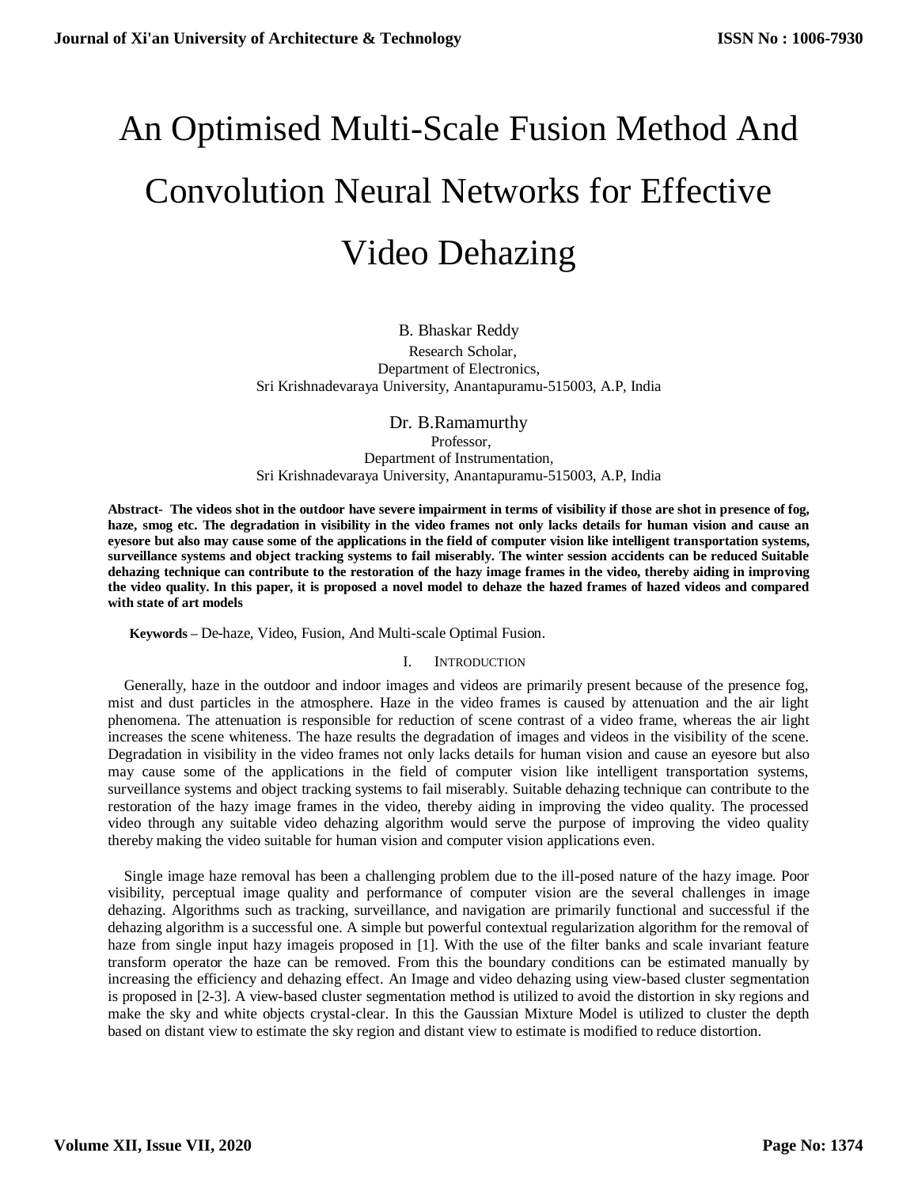# An Optimised Multi-Scale Fusion Method And Convolution Neural Networks for Effective Video Dehazing

B. Bhaskar Reddy
Research Scholar,
Department of Electronics,
Sri Krishnadevaraya University, Anantapuramu-515003, A.P, India

Dr. B.Ramamurthy
Professor,
Department of Instrumentation,
Sri Krishnadevaraya University, Anantapuramu-515003, A.P, India

**Abstract- The videos shot in the outdoor have severe impairment in terms of visibility if those are shot in presence of fog, haze, smog etc. The degradation in visibility in the video frames not only lacks details for human vision and cause an eyesore but also may cause some of the applications in the field of computer vision like intelligent transportation systems, surveillance systems and object tracking systems to fail miserably. The winter session accidents can be reduced Suitable dehazing technique can contribute to the restoration of the hazy image frames in the video, thereby aiding in improving the video quality. In this paper, it is proposed a novel model to dehaze the hazed frames of hazed videos and compared with state of art models**

**Keywords –** De-haze, Video, Fusion, And Multi-scale Optimal Fusion.

## I. Introduction

Generally, haze in the outdoor and indoor images and videos are primarily present because of the presence fog, mist and dust particles in the atmosphere. Haze in the video frames is caused by attenuation and the air light phenomena. The attenuation is responsible for reduction of scene contrast of a video frame, whereas the air light increases the scene whiteness. The haze results the degradation of images and videos in the visibility of the scene. Degradation in visibility in the video frames not only lacks details for human vision and cause an eyesore but also may cause some of the applications in the field of computer vision like intelligent transportation systems, surveillance systems and object tracking systems to fail miserably. Suitable dehazing technique can contribute to the restoration of the hazy image frames in the video, thereby aiding in improving the video quality. The processed video through any suitable video dehazing algorithm would serve the purpose of improving the video quality thereby making the video suitable for human vision and computer vision applications even.

Single image haze removal has been a challenging problem due to the ill-posed nature of the hazy image. Poor visibility, perceptual image quality and performance of computer vision are the several challenges in image dehazing. Algorithms such as tracking, surveillance, and navigation are primarily functional and successful if the dehazing algorithm is a successful one. A simple but powerful contextual regularization algorithm for the removal of haze from single input hazy imageis proposed in [1]. With the use of the filter banks and scale invariant feature transform operator the haze can be removed. From this the boundary conditions can be estimated manually by increasing the efficiency and dehazing effect. An Image and video dehazing using view-based cluster segmentation is proposed in [2-3]. A view-based cluster segmentation method is utilized to avoid the distortion in sky regions and make the sky and white objects crystal-clear. In this the Gaussian Mixture Model is utilized to cluster the depth based on distant view to estimate the sky region and distant view to estimate is modified to reduce distortion.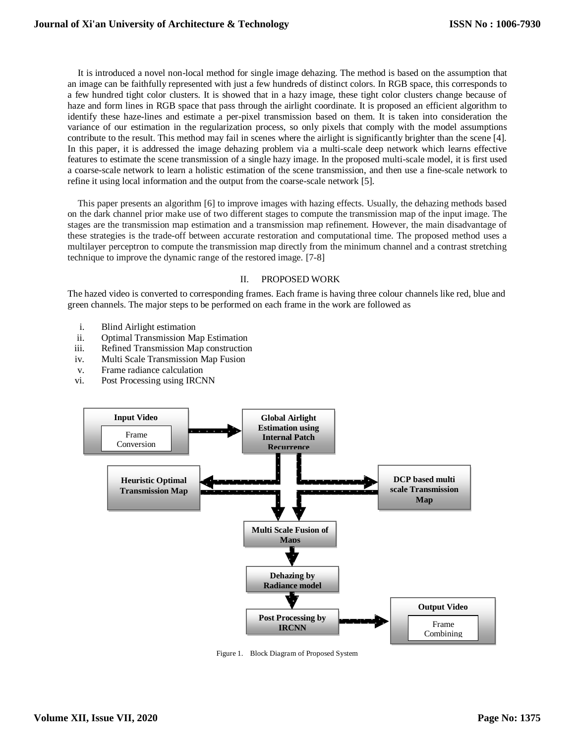It is introduced a novel non-local method for single image dehazing. The method is based on the assumption that an image can be faithfully represented with just a few hundreds of distinct colors. In RGB space, this corresponds to a few hundred tight color clusters. It is showed that in a hazy image, these tight color clusters change because of haze and form lines in RGB space that pass through the airlight coordinate. It is proposed an efficient algorithm to identify these haze-lines and estimate a per-pixel transmission based on them. It is taken into consideration the variance of our estimation in the regularization process, so only pixels that comply with the model assumptions contribute to the result. This method may fail in scenes where the airlight is significantly brighter than the scene [4]. In this paper, it is addressed the image dehazing problem via a multi-scale deep network which learns effective features to estimate the scene transmission of a single hazy image. In the proposed multi-scale model, it is first used a coarse-scale network to learn a holistic estimation of the scene transmission, and then use a fine-scale network to refine it using local information and the output from the coarse-scale network [5].

This paper presents an algorithm [6] to improve images with hazing effects. Usually, the dehazing methods based on the dark channel prior make use of two different stages to compute the transmission map of the input image. The stages are the transmission map estimation and a transmission map refinement. However, the main disadvantage of these strategies is the trade-off between accurate restoration and computational time. The proposed method uses a multilayer perceptron to compute the transmission map directly from the minimum channel and a contrast stretching technique to improve the dynamic range of the restored image. [7-8]

## II. PROPOSED WORK

The hazed video is converted to corresponding frames. Each frame is having three colour channels like red, blue and green channels. The major steps to be performed on each frame in the work are followed as

i. Blind Airlight estimation
ii. Optimal Transmission Map Estimation
iii. Refined Transmission Map construction
iv. Multi Scale Transmission Map Fusion
v. Frame radiance calculation
vi. Post Processing using IRCNN

Input Video (Frame Conversion) → Global Airlight Estimation using Internal Patch Recurrence → Heuristic Optimal Transmission Map / DCP based multi scale Transmission Map → Multi Scale Fusion of Maps → Dehazing by Radiance model → Post Processing by IRCNN → Output Video (Frame Combining)

Figure 1. Block Diagram of Proposed System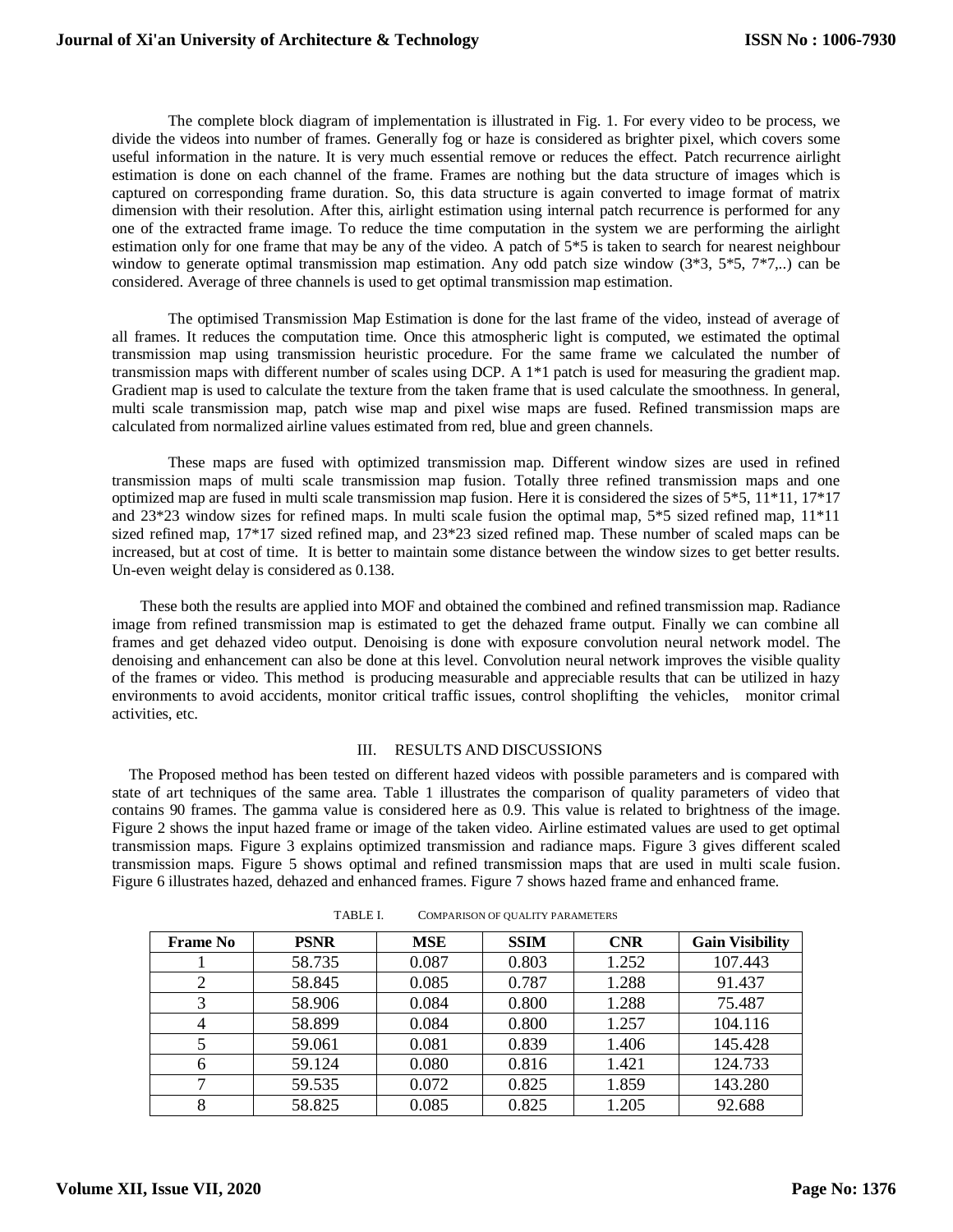The complete block diagram of implementation is illustrated in Fig. 1. For every video to be process, we divide the videos into number of frames. Generally fog or haze is considered as brighter pixel, which covers some useful information in the nature. It is very much essential remove or reduces the effect. Patch recurrence airlight estimation is done on each channel of the frame. Frames are nothing but the data structure of images which is captured on corresponding frame duration. So, this data structure is again converted to image format of matrix dimension with their resolution. After this, airlight estimation using internal patch recurrence is performed for any one of the extracted frame image. To reduce the time computation in the system we are performing the airlight estimation only for one frame that may be any of the video. A patch of 5*5 is taken to search for nearest neighbour window to generate optimal transmission map estimation. Any odd patch size window (3*3, 5*5, 7*7,..) can be considered. Average of three channels is used to get optimal transmission map estimation.

The optimised Transmission Map Estimation is done for the last frame of the video, instead of average of all frames. It reduces the computation time. Once this atmospheric light is computed, we estimated the optimal transmission map using transmission heuristic procedure. For the same frame we calculated the number of transmission maps with different number of scales using DCP. A 1*1 patch is used for measuring the gradient map. Gradient map is used to calculate the texture from the taken frame that is used calculate the smoothness. In general, multi scale transmission map, patch wise map and pixel wise maps are fused. Refined transmission maps are calculated from normalized airline values estimated from red, blue and green channels.

These maps are fused with optimized transmission map. Different window sizes are used in refined transmission maps of multi scale transmission map fusion. Totally three refined transmission maps and one optimized map are fused in multi scale transmission map fusion. Here it is considered the sizes of 5*5, 11*11, 17*17 and 23*23 window sizes for refined maps. In multi scale fusion the optimal map, 5*5 sized refined map, 11*11 sized refined map, 17*17 sized refined map, and 23*23 sized refined map. These number of scaled maps can be increased, but at cost of time. It is better to maintain some distance between the window sizes to get better results. Un-even weight delay is considered as 0.138.

These both the results are applied into MOF and obtained the combined and refined transmission map. Radiance image from refined transmission map is estimated to get the dehazed frame output. Finally we can combine all frames and get dehazed video output. Denoising is done with exposure convolution neural network model. The denoising and enhancement can also be done at this level. Convolution neural network improves the visible quality of the frames or video. This method is producing measurable and appreciable results that can be utilized in hazy environments to avoid accidents, monitor critical traffic issues, control shoplifting the vehicles, monitor crimal activities, etc.

## III. RESULTS AND DISCUSSIONS

The Proposed method has been tested on different hazed videos with possible parameters and is compared with state of art techniques of the same area. Table 1 illustrates the comparison of quality parameters of video that contains 90 frames. The gamma value is considered here as 0.9. This value is related to brightness of the image. Figure 2 shows the input hazed frame or image of the taken video. Airline estimated values are used to get optimal transmission maps. Figure 3 explains optimized transmission and radiance maps. Figure 3 gives different scaled transmission maps. Figure 5 shows optimal and refined transmission maps that are used in multi scale fusion. Figure 6 illustrates hazed, dehazed and enhanced frames. Figure 7 shows hazed frame and enhanced frame.

TABLE I. COMPARISON OF QUALITY PARAMETERS

| Frame No | PSNR | MSE | SSIM | CNR | Gain Visibility |
|---|---|---|---|---|---|
| 1 | 58.735 | 0.087 | 0.803 | 1.252 | 107.443 |
| 2 | 58.845 | 0.085 | 0.787 | 1.288 | 91.437 |
| 3 | 58.906 | 0.084 | 0.800 | 1.288 | 75.487 |
| 4 | 58.899 | 0.084 | 0.800 | 1.257 | 104.116 |
| 5 | 59.061 | 0.081 | 0.839 | 1.406 | 145.428 |
| 6 | 59.124 | 0.080 | 0.816 | 1.421 | 124.733 |
| 7 | 59.535 | 0.072 | 0.825 | 1.859 | 143.280 |
| 8 | 58.825 | 0.085 | 0.825 | 1.205 | 92.688 |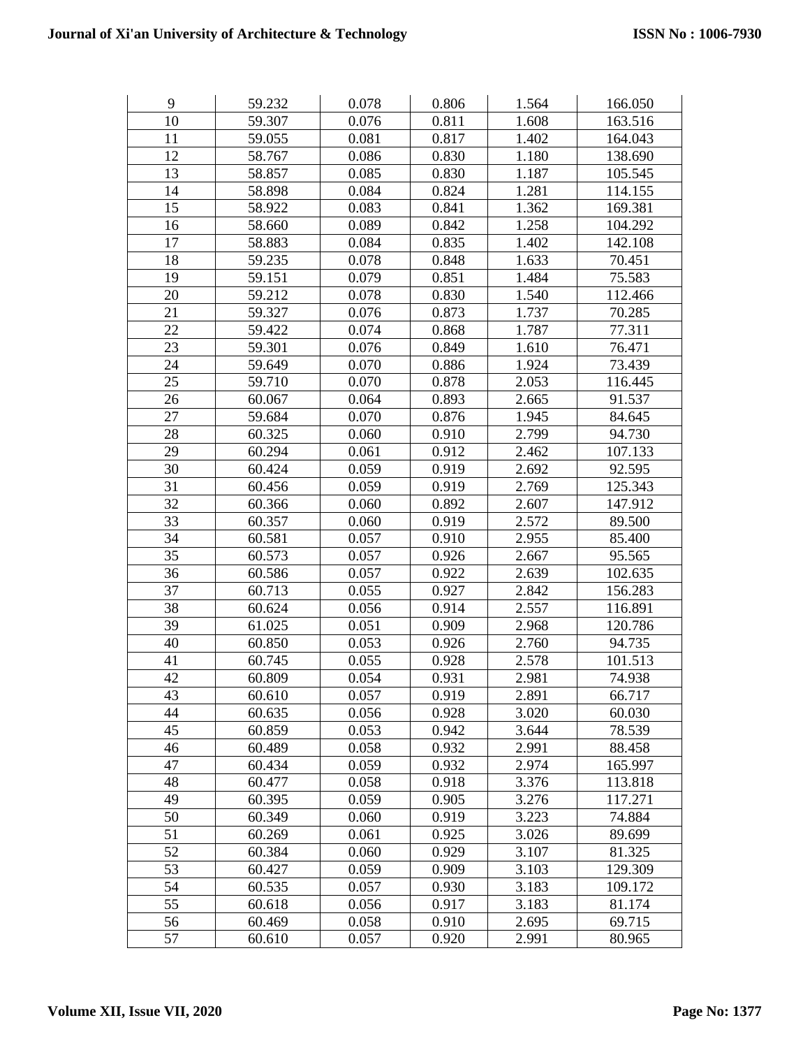| 9 | 59.232 | 0.078 | 0.806 | 1.564 | 166.050 |
|---|---|---|---|---|---|
| 10 | 59.307 | 0.076 | 0.811 | 1.608 | 163.516 |
| 11 | 59.055 | 0.081 | 0.817 | 1.402 | 164.043 |
| 12 | 58.767 | 0.086 | 0.830 | 1.180 | 138.690 |
| 13 | 58.857 | 0.085 | 0.830 | 1.187 | 105.545 |
| 14 | 58.898 | 0.084 | 0.824 | 1.281 | 114.155 |
| 15 | 58.922 | 0.083 | 0.841 | 1.362 | 169.381 |
| 16 | 58.660 | 0.089 | 0.842 | 1.258 | 104.292 |
| 17 | 58.883 | 0.084 | 0.835 | 1.402 | 142.108 |
| 18 | 59.235 | 0.078 | 0.848 | 1.633 | 70.451 |
| 19 | 59.151 | 0.079 | 0.851 | 1.484 | 75.583 |
| 20 | 59.212 | 0.078 | 0.830 | 1.540 | 112.466 |
| 21 | 59.327 | 0.076 | 0.873 | 1.737 | 70.285 |
| 22 | 59.422 | 0.074 | 0.868 | 1.787 | 77.311 |
| 23 | 59.301 | 0.076 | 0.849 | 1.610 | 76.471 |
| 24 | 59.649 | 0.070 | 0.886 | 1.924 | 73.439 |
| 25 | 59.710 | 0.070 | 0.878 | 2.053 | 116.445 |
| 26 | 60.067 | 0.064 | 0.893 | 2.665 | 91.537 |
| 27 | 59.684 | 0.070 | 0.876 | 1.945 | 84.645 |
| 28 | 60.325 | 0.060 | 0.910 | 2.799 | 94.730 |
| 29 | 60.294 | 0.061 | 0.912 | 2.462 | 107.133 |
| 30 | 60.424 | 0.059 | 0.919 | 2.692 | 92.595 |
| 31 | 60.456 | 0.059 | 0.919 | 2.769 | 125.343 |
| 32 | 60.366 | 0.060 | 0.892 | 2.607 | 147.912 |
| 33 | 60.357 | 0.060 | 0.919 | 2.572 | 89.500 |
| 34 | 60.581 | 0.057 | 0.910 | 2.955 | 85.400 |
| 35 | 60.573 | 0.057 | 0.926 | 2.667 | 95.565 |
| 36 | 60.586 | 0.057 | 0.922 | 2.639 | 102.635 |
| 37 | 60.713 | 0.055 | 0.927 | 2.842 | 156.283 |
| 38 | 60.624 | 0.056 | 0.914 | 2.557 | 116.891 |
| 39 | 61.025 | 0.051 | 0.909 | 2.968 | 120.786 |
| 40 | 60.850 | 0.053 | 0.926 | 2.760 | 94.735 |
| 41 | 60.745 | 0.055 | 0.928 | 2.578 | 101.513 |
| 42 | 60.809 | 0.054 | 0.931 | 2.981 | 74.938 |
| 43 | 60.610 | 0.057 | 0.919 | 2.891 | 66.717 |
| 44 | 60.635 | 0.056 | 0.928 | 3.020 | 60.030 |
| 45 | 60.859 | 0.053 | 0.942 | 3.644 | 78.539 |
| 46 | 60.489 | 0.058 | 0.932 | 2.991 | 88.458 |
| 47 | 60.434 | 0.059 | 0.932 | 2.974 | 165.997 |
| 48 | 60.477 | 0.058 | 0.918 | 3.376 | 113.818 |
| 49 | 60.395 | 0.059 | 0.905 | 3.276 | 117.271 |
| 50 | 60.349 | 0.060 | 0.919 | 3.223 | 74.884 |
| 51 | 60.269 | 0.061 | 0.925 | 3.026 | 89.699 |
| 52 | 60.384 | 0.060 | 0.929 | 3.107 | 81.325 |
| 53 | 60.427 | 0.059 | 0.909 | 3.103 | 129.309 |
| 54 | 60.535 | 0.057 | 0.930 | 3.183 | 109.172 |
| 55 | 60.618 | 0.056 | 0.917 | 3.183 | 81.174 |
| 56 | 60.469 | 0.058 | 0.910 | 2.695 | 69.715 |
| 57 | 60.610 | 0.057 | 0.920 | 2.991 | 80.965 |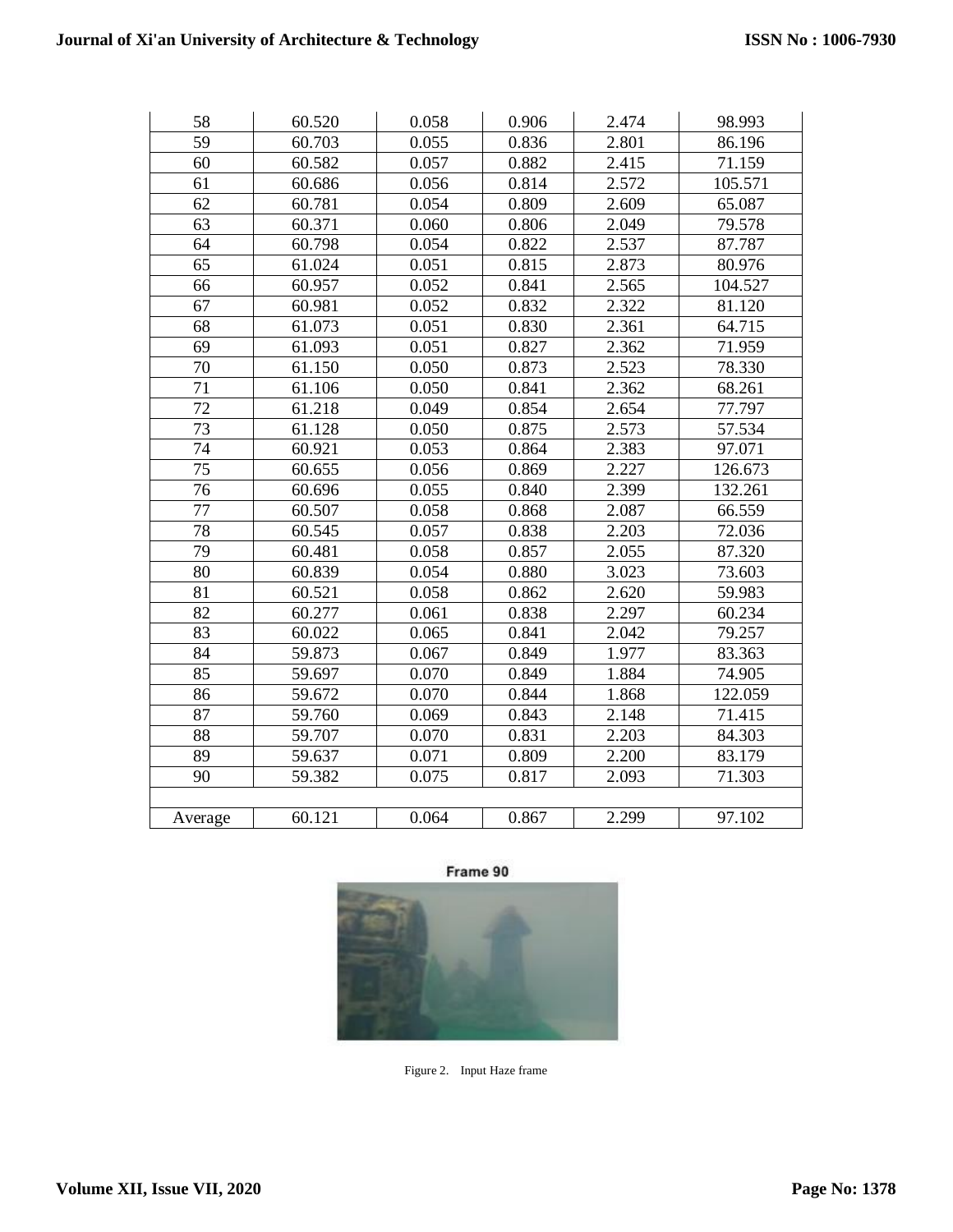| | | | | | |
|---|---|---|---|---|---|
| 58 | 60.520 | 0.058 | 0.906 | 2.474 | 98.993 |
| 59 | 60.703 | 0.055 | 0.836 | 2.801 | 86.196 |
| 60 | 60.582 | 0.057 | 0.882 | 2.415 | 71.159 |
| 61 | 60.686 | 0.056 | 0.814 | 2.572 | 105.571 |
| 62 | 60.781 | 0.054 | 0.809 | 2.609 | 65.087 |
| 63 | 60.371 | 0.060 | 0.806 | 2.049 | 79.578 |
| 64 | 60.798 | 0.054 | 0.822 | 2.537 | 87.787 |
| 65 | 61.024 | 0.051 | 0.815 | 2.873 | 80.976 |
| 66 | 60.957 | 0.052 | 0.841 | 2.565 | 104.527 |
| 67 | 60.981 | 0.052 | 0.832 | 2.322 | 81.120 |
| 68 | 61.073 | 0.051 | 0.830 | 2.361 | 64.715 |
| 69 | 61.093 | 0.051 | 0.827 | 2.362 | 71.959 |
| 70 | 61.150 | 0.050 | 0.873 | 2.523 | 78.330 |
| 71 | 61.106 | 0.050 | 0.841 | 2.362 | 68.261 |
| 72 | 61.218 | 0.049 | 0.854 | 2.654 | 77.797 |
| 73 | 61.128 | 0.050 | 0.875 | 2.573 | 57.534 |
| 74 | 60.921 | 0.053 | 0.864 | 2.383 | 97.071 |
| 75 | 60.655 | 0.056 | 0.869 | 2.227 | 126.673 |
| 76 | 60.696 | 0.055 | 0.840 | 2.399 | 132.261 |
| 77 | 60.507 | 0.058 | 0.868 | 2.087 | 66.559 |
| 78 | 60.545 | 0.057 | 0.838 | 2.203 | 72.036 |
| 79 | 60.481 | 0.058 | 0.857 | 2.055 | 87.320 |
| 80 | 60.839 | 0.054 | 0.880 | 3.023 | 73.603 |
| 81 | 60.521 | 0.058 | 0.862 | 2.620 | 59.983 |
| 82 | 60.277 | 0.061 | 0.838 | 2.297 | 60.234 |
| 83 | 60.022 | 0.065 | 0.841 | 2.042 | 79.257 |
| 84 | 59.873 | 0.067 | 0.849 | 1.977 | 83.363 |
| 85 | 59.697 | 0.070 | 0.849 | 1.884 | 74.905 |
| 86 | 59.672 | 0.070 | 0.844 | 1.868 | 122.059 |
| 87 | 59.760 | 0.069 | 0.843 | 2.148 | 71.415 |
| 88 | 59.707 | 0.070 | 0.831 | 2.203 | 84.303 |
| 89 | 59.637 | 0.071 | 0.809 | 2.200 | 83.179 |
| 90 | 59.382 | 0.075 | 0.817 | 2.093 | 71.303 |
| | | | | | |
| Average | 60.121 | 0.064 | 0.867 | 2.299 | 97.102 |

Frame 90

Figure 2. Input Haze frame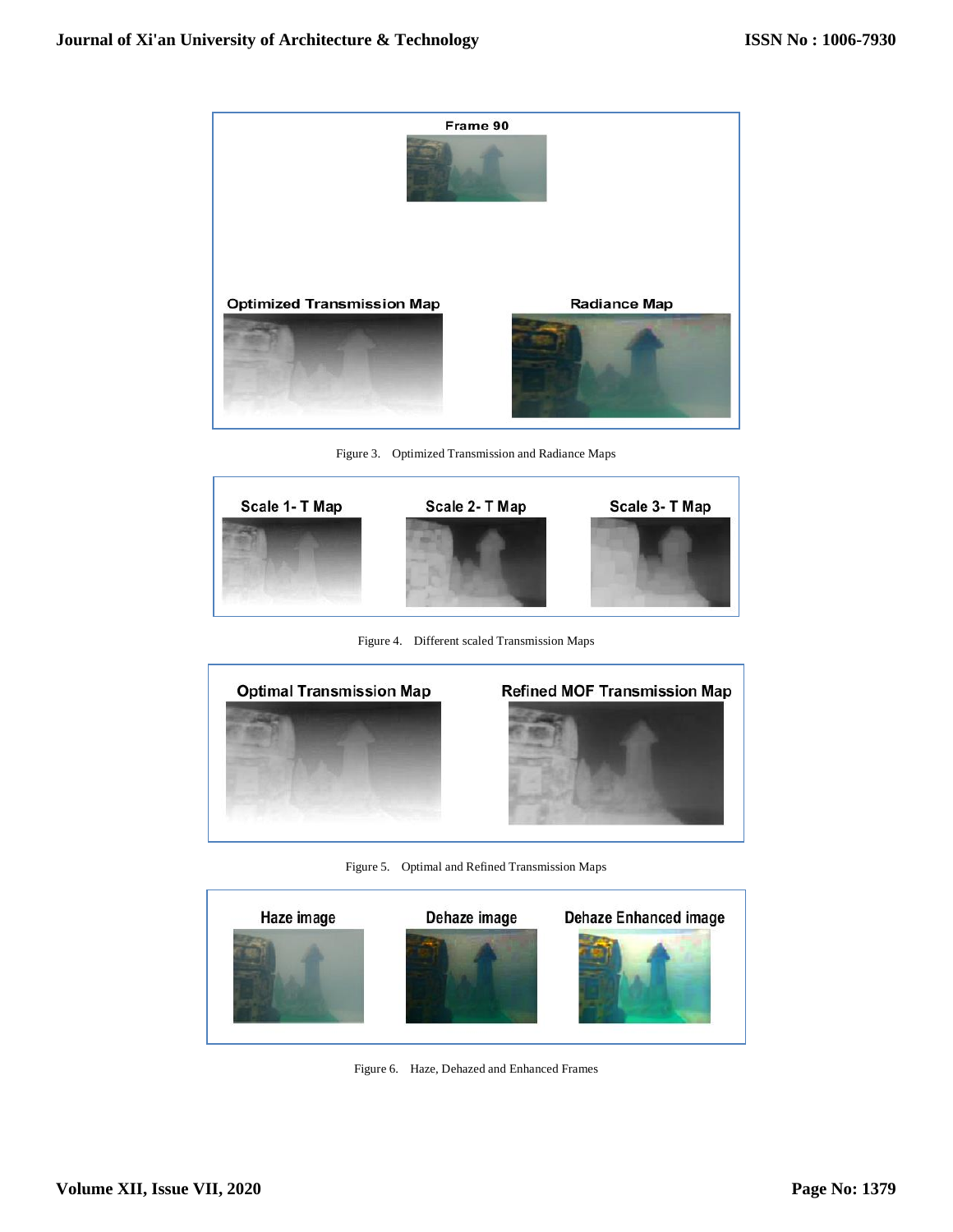Figure 3. Optimized Transmission and Radiance Maps

Figure 4. Different scaled Transmission Maps

Figure 5. Optimal and Refined Transmission Maps

Figure 6. Haze, Dehazed and Enhanced Frames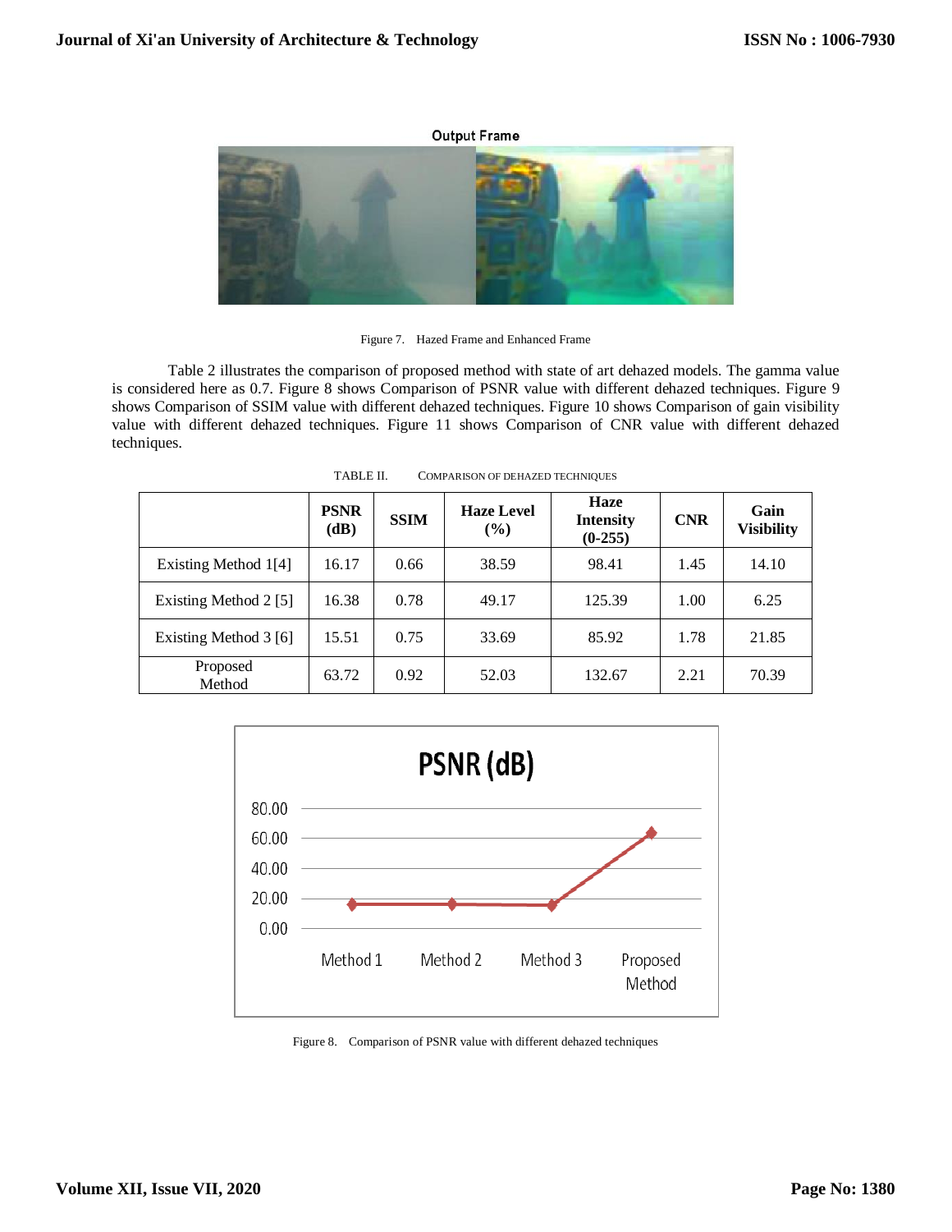Output Frame

Figure 7. Hazed Frame and Enhanced Frame

Table 2 illustrates the comparison of proposed method with state of art dehazed models. The gamma value is considered here as 0.7. Figure 8 shows Comparison of PSNR value with different dehazed techniques. Figure 9 shows Comparison of SSIM value with different dehazed techniques. Figure 10 shows Comparison of gain visibility value with different dehazed techniques. Figure 11 shows Comparison of CNR value with different dehazed techniques.

TABLE II. COMPARISON OF DEHAZED TECHNIQUES

| | PSNR (dB) | SSIM | Haze Level (%) | Haze Intensity (0-255) | CNR | Gain Visibility |
|---|---|---|---|---|---|---|
| Existing Method 1[4] | 16.17 | 0.66 | 38.59 | 98.41 | 1.45 | 14.10 |
| Existing Method 2 [5] | 16.38 | 0.78 | 49.17 | 125.39 | 1.00 | 6.25 |
| Existing Method 3 [6] | 15.51 | 0.75 | 33.69 | 85.92 | 1.78 | 21.85 |
| Proposed Method | 63.72 | 0.92 | 52.03 | 132.67 | 2.21 | 70.39 |

Figure 8. Comparison of PSNR value with different dehazed techniques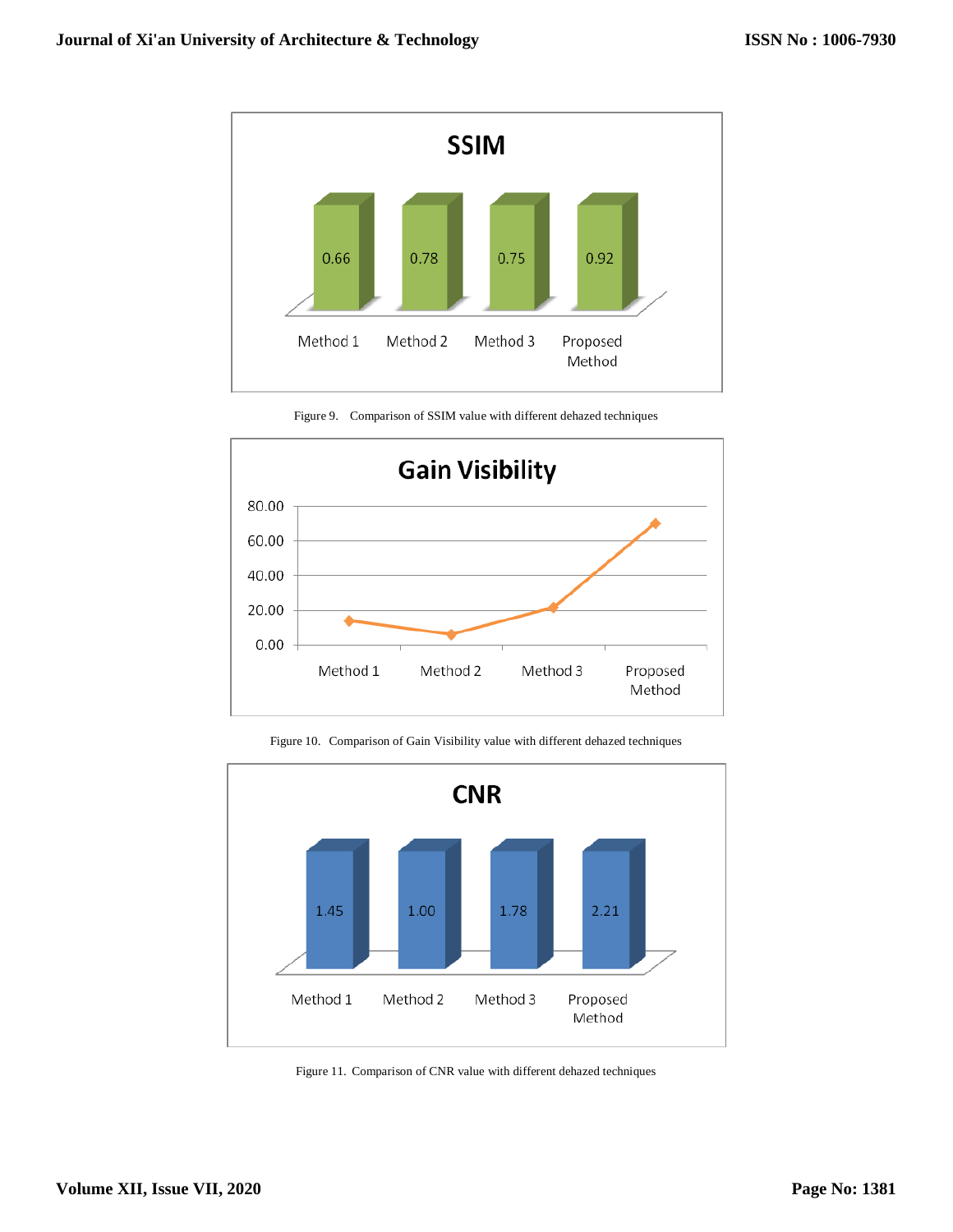**SSIM**

| Method 1 | Method 2 | Method 3 | Proposed Method |
|---|---|---|---|
| 0.66 | 0.78 | 0.75 | 0.92 |

Figure 9. Comparison of SSIM value with different dehazed techniques

**Gain Visibility**

Figure 10. Comparison of Gain Visibility value with different dehazed techniques

**CNR**

| Method 1 | Method 2 | Method 3 | Proposed Method |
|---|---|---|---|
| 1.45 | 1.00 | 1.78 | 2.21 |

Figure 11. Comparison of CNR value with different dehazed techniques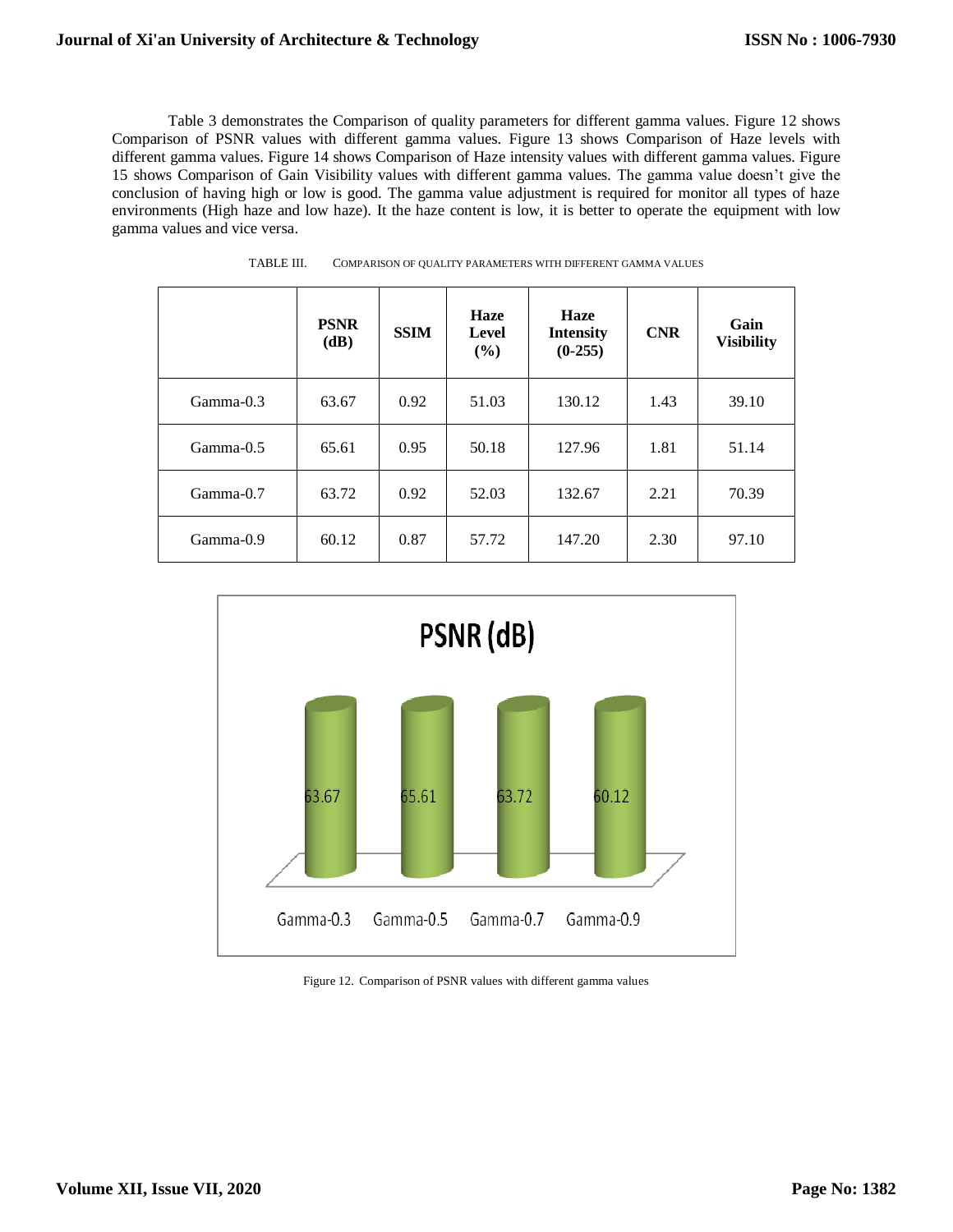Table 3 demonstrates the Comparison of quality parameters for different gamma values. Figure 12 shows Comparison of PSNR values with different gamma values. Figure 13 shows Comparison of Haze levels with different gamma values. Figure 14 shows Comparison of Haze intensity values with different gamma values. Figure 15 shows Comparison of Gain Visibility values with different gamma values. The gamma value doesn't give the conclusion of having high or low is good. The gamma value adjustment is required for monitor all types of haze environments (High haze and low haze). It the haze content is low, it is better to operate the equipment with low gamma values and vice versa.

TABLE III. COMPARISON OF QUALITY PARAMETERS WITH DIFFERENT GAMMA VALUES

| | PSNR (dB) | SSIM | Haze Level (%) | Haze Intensity (0-255) | CNR | Gain Visibility |
|---|---|---|---|---|---|---|
| Gamma-0.3 | 63.67 | 0.92 | 51.03 | 130.12 | 1.43 | 39.10 |
| Gamma-0.5 | 65.61 | 0.95 | 50.18 | 127.96 | 1.81 | 51.14 |
| Gamma-0.7 | 63.72 | 0.92 | 52.03 | 132.67 | 2.21 | 70.39 |
| Gamma-0.9 | 60.12 | 0.87 | 57.72 | 147.20 | 2.30 | 97.10 |

Figure 12. Comparison of PSNR values with different gamma values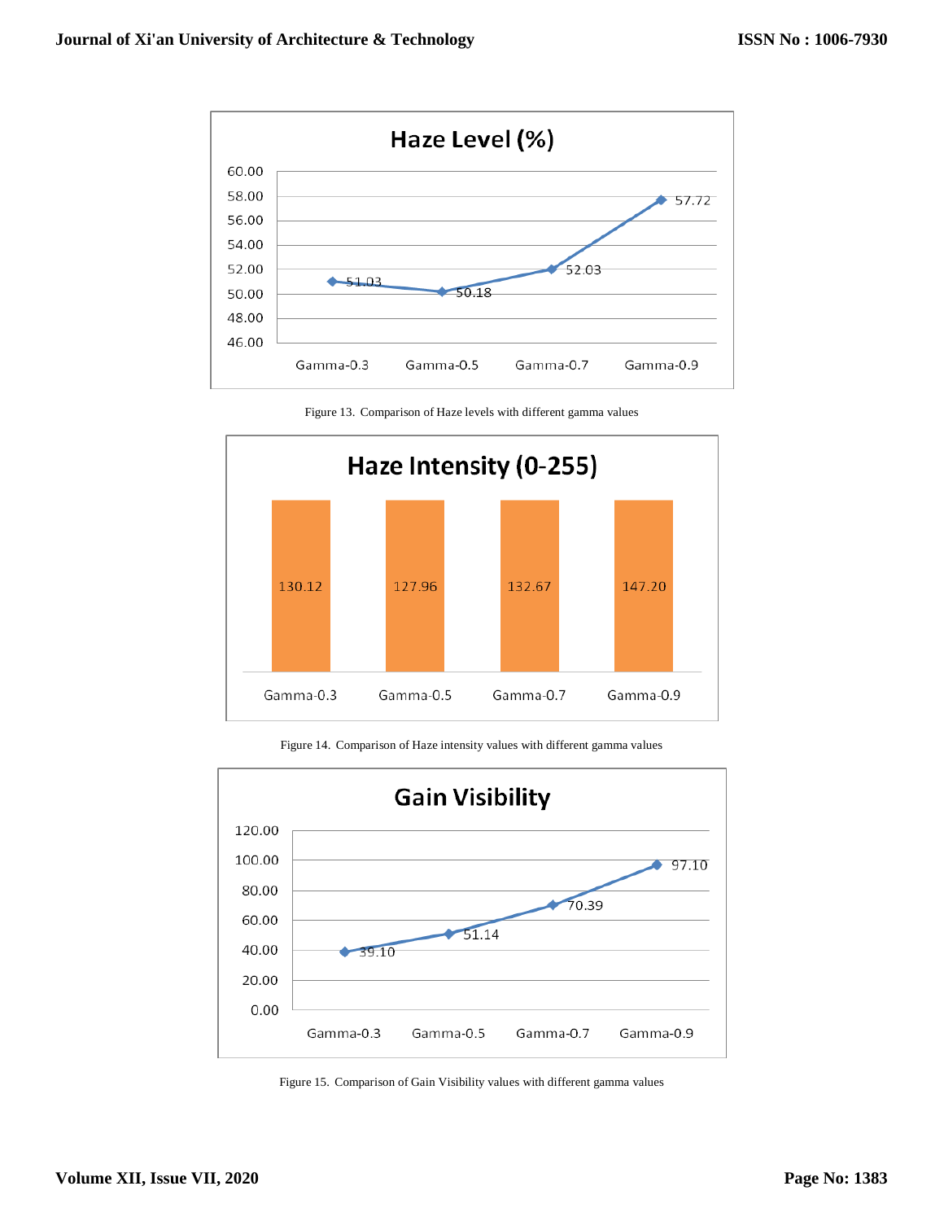Figure 13. Comparison of Haze levels with different gamma values

Figure 14. Comparison of Haze intensity values with different gamma values

Figure 15. Comparison of Gain Visibility values with different gamma values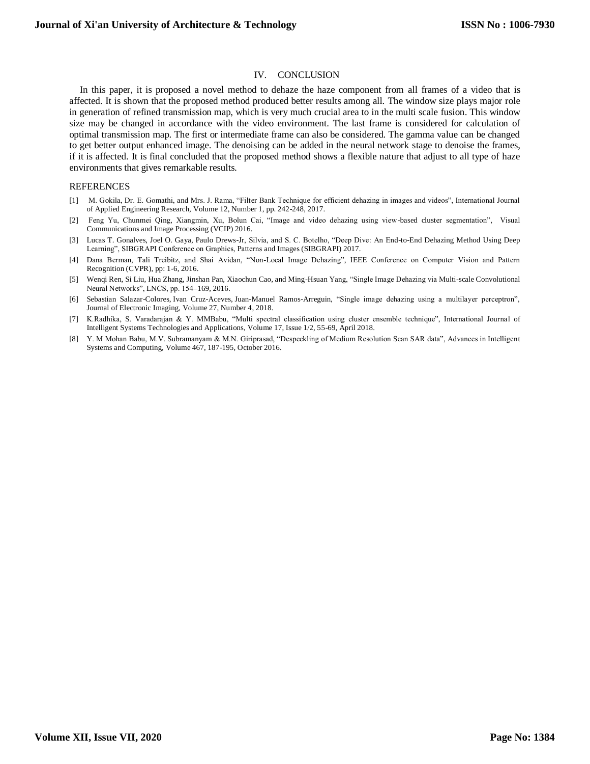## IV. CONCLUSION

In this paper, it is proposed a novel method to dehaze the haze component from all frames of a video that is affected. It is shown that the proposed method produced better results among all. The window size plays major role in generation of refined transmission map, which is very much crucial area to in the multi scale fusion. This window size may be changed in accordance with the video environment. The last frame is considered for calculation of optimal transmission map. The first or intermediate frame can also be considered. The gamma value can be changed to get better output enhanced image. The denoising can be added in the neural network stage to denoise the frames, if it is affected. It is final concluded that the proposed method shows a flexible nature that adjust to all type of haze environments that gives remarkable results.

## REFERENCES

[1] M. Gokila, Dr. E. Gomathi, and Mrs. J. Rama, "Filter Bank Technique for efficient dehazing in images and videos", International Journal of Applied Engineering Research, Volume 12, Number 1, pp. 242-248, 2017.

[2] Feng Yu, Chunmei Qing, Xiangmin, Xu, Bolun Cai, "Image and video dehazing using view-based cluster segmentation", Visual Communications and Image Processing (VCIP) 2016.

[3] Lucas T. Gonalves, Joel O. Gaya, Paulo Drews-Jr, Silvia, and S. C. Botelho, "Deep Dive: An End-to-End Dehazing Method Using Deep Learning", SIBGRAPI Conference on Graphics, Patterns and Images (SIBGRAPI) 2017.

[4] Dana Berman, Tali Treibitz, and Shai Avidan, "Non-Local Image Dehazing", IEEE Conference on Computer Vision and Pattern Recognition (CVPR), pp: 1-6, 2016.

[5] Wenqi Ren, Si Liu, Hua Zhang, Jinshan Pan, Xiaochun Cao, and Ming-Hsuan Yang, "Single Image Dehazing via Multi-scale Convolutional Neural Networks", LNCS, pp. 154–169, 2016.

[6] Sebastian Salazar-Colores, Ivan Cruz-Aceves, Juan-Manuel Ramos-Arreguin, "Single image dehazing using a multilayer perceptron", Journal of Electronic Imaging, Volume 27, Number 4, 2018.

[7] K.Radhika, S. Varadarajan & Y. MMBabu, "Multi spectral classification using cluster ensemble technique", International Journal of Intelligent Systems Technologies and Applications, Volume 17, Issue 1/2, 55-69, April 2018.

[8] Y. M Mohan Babu, M.V. Subramanyam & M.N. Giriprasad, "Despeckling of Medium Resolution Scan SAR data", Advances in Intelligent Systems and Computing, Volume 467, 187-195, October 2016.